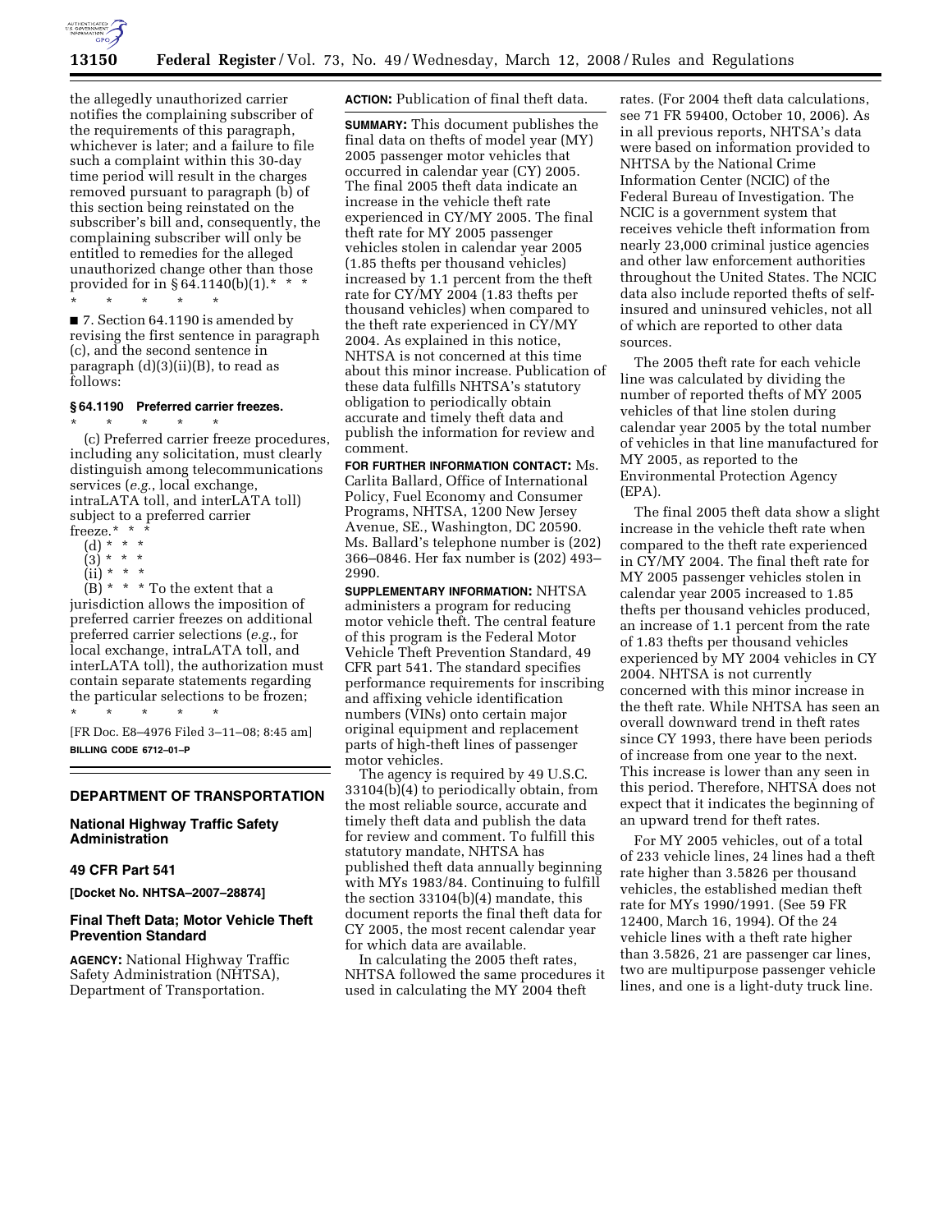the allegedly unauthorized carrier notifies the complaining subscriber of the requirements of this paragraph, whichever is later; and a failure to file such a complaint within this 30-day time period will result in the charges removed pursuant to paragraph (b) of this section being reinstated on the subscriber's bill and, consequently, the complaining subscriber will only be entitled to remedies for the alleged unauthorized change other than those provided for in § 64.1140(b)(1). * * *

\* \* \* \* \*

■ 7. Section 64.1190 is amended by revising the first sentence in paragraph (c), and the second sentence in paragraph (d)(3)(ii)(B), to read as follows:

### § 64.1190 Preferred carrier freezes.

\* \* \* \* \*

(c) Preferred carrier freeze procedures, including any solicitation, must clearly distinguish among telecommunications services (*e.g.*, local exchange, intraLATA toll, and interLATA toll) subject to a preferred carrier freeze.* * *

(d) * * *

(3) * * *

(ii) * * *

(B) * * * To the extent that a jurisdiction allows the imposition of preferred carrier freezes on additional preferred carrier selections (*e.g.*, for local exchange, intraLATA toll, and interLATA toll), the authorization must contain separate statements regarding the particular selections to be frozen;

\* \* \* \* \*

[FR Doc. E8–4976 Filed 3–11–08; 8:45 am]

**BILLING CODE 6712–01–P**

---

## DEPARTMENT OF TRANSPORTATION

### National Highway Traffic Safety Administration

### 49 CFR Part 541

**[Docket No. NHTSA–2007–28874]**

### Final Theft Data; Motor Vehicle Theft Prevention Standard

**AGENCY:** National Highway Traffic Safety Administration (NHTSA), Department of Transportation.

**ACTION:** Publication of final theft data.

**SUMMARY:** This document publishes the final data on thefts of model year (MY) 2005 passenger motor vehicles that occurred in calendar year (CY) 2005. The final 2005 theft data indicate an increase in the vehicle theft rate experienced in CY/MY 2005. The final theft rate for MY 2005 passenger vehicles stolen in calendar year 2005 (1.85 thefts per thousand vehicles) increased by 1.1 percent from the theft rate for CY/MY 2004 (1.83 thefts per thousand vehicles) when compared to the theft rate experienced in CY/MY 2004. As explained in this notice, NHTSA is not concerned at this time about this minor increase. Publication of these data fulfills NHTSA's statutory obligation to periodically obtain accurate and timely theft data and publish the information for review and comment.

**FOR FURTHER INFORMATION CONTACT:** Ms. Carlita Ballard, Office of International Policy, Fuel Economy and Consumer Programs, NHTSA, 1200 New Jersey Avenue, SE., Washington, DC 20590. Ms. Ballard's telephone number is (202) 366–0846. Her fax number is (202) 493–2990.

**SUPPLEMENTARY INFORMATION:** NHTSA administers a program for reducing motor vehicle theft. The central feature of this program is the Federal Motor Vehicle Theft Prevention Standard, 49 CFR part 541. The standard specifies performance requirements for inscribing and affixing vehicle identification numbers (VINs) onto certain major original equipment and replacement parts of high-theft lines of passenger motor vehicles.

The agency is required by 49 U.S.C. 33104(b)(4) to periodically obtain, from the most reliable source, accurate and timely theft data and publish the data for review and comment. To fulfill this statutory mandate, NHTSA has published theft data annually beginning with MYs 1983/84. Continuing to fulfill the section 33104(b)(4) mandate, this document reports the final theft data for CY 2005, the most recent calendar year for which data are available.

In calculating the 2005 theft rates, NHTSA followed the same procedures it used in calculating the MY 2004 theft rates. (For 2004 theft data calculations, see 71 FR 59400, October 10, 2006). As in all previous reports, NHTSA's data were based on information provided to NHTSA by the National Crime Information Center (NCIC) of the Federal Bureau of Investigation. The NCIC is a government system that receives vehicle theft information from nearly 23,000 criminal justice agencies and other law enforcement authorities throughout the United States. The NCIC data also include reported thefts of self-insured and uninsured vehicles, not all of which are reported to other data sources.

The 2005 theft rate for each vehicle line was calculated by dividing the number of reported thefts of MY 2005 vehicles of that line stolen during calendar year 2005 by the total number of vehicles in that line manufactured for MY 2005, as reported to the Environmental Protection Agency (EPA).

The final 2005 theft data show a slight increase in the vehicle theft rate when compared to the theft rate experienced in CY/MY 2004. The final theft rate for MY 2005 passenger vehicles stolen in calendar year 2005 increased to 1.85 thefts per thousand vehicles produced, an increase of 1.1 percent from the rate of 1.83 thefts per thousand vehicles experienced by MY 2004 vehicles in CY 2004. NHTSA is not currently concerned with this minor increase in the theft rate. While NHTSA has seen an overall downward trend in theft rates since CY 1993, there have been periods of increase from one year to the next. This increase is lower than any seen in this period. Therefore, NHTSA does not expect that it indicates the beginning of an upward trend for theft rates.

For MY 2005 vehicles, out of a total of 233 vehicle lines, 24 lines had a theft rate higher than 3.5826 per thousand vehicles, the established median theft rate for MYs 1990/1991. (See 59 FR 12400, March 16, 1994). Of the 24 vehicle lines with a theft rate higher than 3.5826, 21 are passenger car lines, two are multipurpose passenger vehicle lines, and one is a light-duty truck line.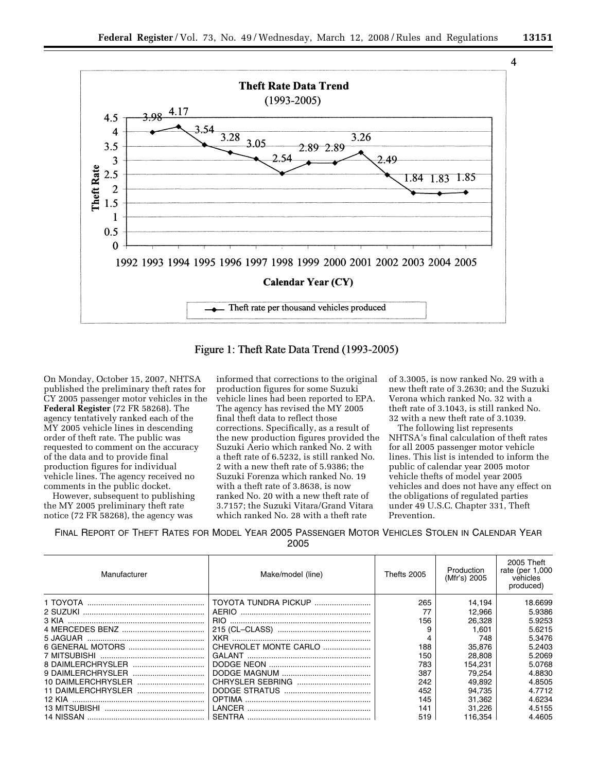**Theft Rate Data Trend**
(1993-2005)

| Calendar Year (CY) | Theft rate per thousand vehicles produced |
|---|---|
| 1993 | 3.98 |
| 1994 | 4.17 |
| 1995 | 3.54 |
| 1996 | 3.28 |
| 1997 | 3.05 |
| 1998 | 2.54 |
| 1999 | 2.89 |
| 2000 | 2.89 |
| 2001 | 3.26 |
| 2002 | 2.49 |
| 2003 | 1.84 |
| 2004 | 1.83 |
| 2005 | 1.85 |

Figure 1: Theft Rate Data Trend (1993-2005)

On Monday, October 15, 2007, NHTSA published the preliminary theft rates for CY 2005 passenger motor vehicles in the **Federal Register** (72 FR 58268). The agency tentatively ranked each of the MY 2005 vehicle lines in descending order of theft rate. The public was requested to comment on the accuracy of the data and to provide final production figures for individual vehicle lines. The agency received no comments in the public docket.

However, subsequent to publishing the MY 2005 preliminary theft rate notice (72 FR 58268), the agency was informed that corrections to the original production figures for some Suzuki vehicle lines had been reported to EPA. The agency has revised the MY 2005 final theft data to reflect those corrections. Specifically, as a result of the new production figures provided the Suzuki Aerio which ranked No. 2 with a theft rate of 6.5232, is still ranked No. 2 with a new theft rate of 5.9386; the Suzuki Forenza which ranked No. 19 with a theft rate of 3.8638, is now ranked No. 20 with a new theft rate of 3.7157; the Suzuki Vitara/Grand Vitara which ranked No. 28 with a theft rate of 3.3005, is now ranked No. 29 with a new theft rate of 3.2630; and the Suzuki Verona which ranked No. 32 with a theft rate of 3.1043, is still ranked No. 32 with a new theft rate of 3.1039.

The following list represents NHTSA's final calculation of theft rates for all 2005 passenger motor vehicle lines. This list is intended to inform the public of calendar year 2005 motor vehicle thefts of model year 2005 vehicles and does not have any effect on the obligations of regulated parties under 49 U.S.C. Chapter 331, Theft Prevention.

FINAL REPORT OF THEFT RATES FOR MODEL YEAR 2005 PASSENGER MOTOR VEHICLES STOLEN IN CALENDAR YEAR 2005

| Manufacturer | Make/model (line) | Thefts 2005 | Production (Mfr's) 2005 | 2005 Theft rate (per 1,000 vehicles produced) |
|---|---|---|---|---|
| 1 TOYOTA | TOYOTA TUNDRA PICKUP | 265 | 14,194 | 18.6699 |
| 2 SUZUKI | AERIO | 77 | 12,966 | 5.9386 |
| 3 KIA | RIO | 156 | 26,328 | 5.9253 |
| 4 MERCEDES BENZ | 215 (CL–CLASS) | 9 | 1,601 | 5.6215 |
| 5 JAGUAR | XKR | 4 | 748 | 5.3476 |
| 6 GENERAL MOTORS | CHEVROLET MONTE CARLO | 188 | 35,876 | 5.2403 |
| 7 MITSUBISHI | GALANT | 150 | 28,808 | 5.2069 |
| 8 DAIMLERCHRYSLER | DODGE NEON | 783 | 154,231 | 5.0768 |
| 9 DAIMLERCHRYSLER | DODGE MAGNUM | 387 | 79,254 | 4.8830 |
| 10 DAIMLERCHRYSLER | CHRYSLER SEBRING | 242 | 49,892 | 4.8505 |
| 11 DAIMLERCHRYSLER | DODGE STRATUS | 452 | 94,735 | 4.7712 |
| 12 KIA | OPTIMA | 145 | 31,362 | 4.6234 |
| 13 MITSUBISHI | LANCER | 141 | 31,226 | 4.5155 |
| 14 NISSAN | SENTRA | 519 | 116,354 | 4.4605 |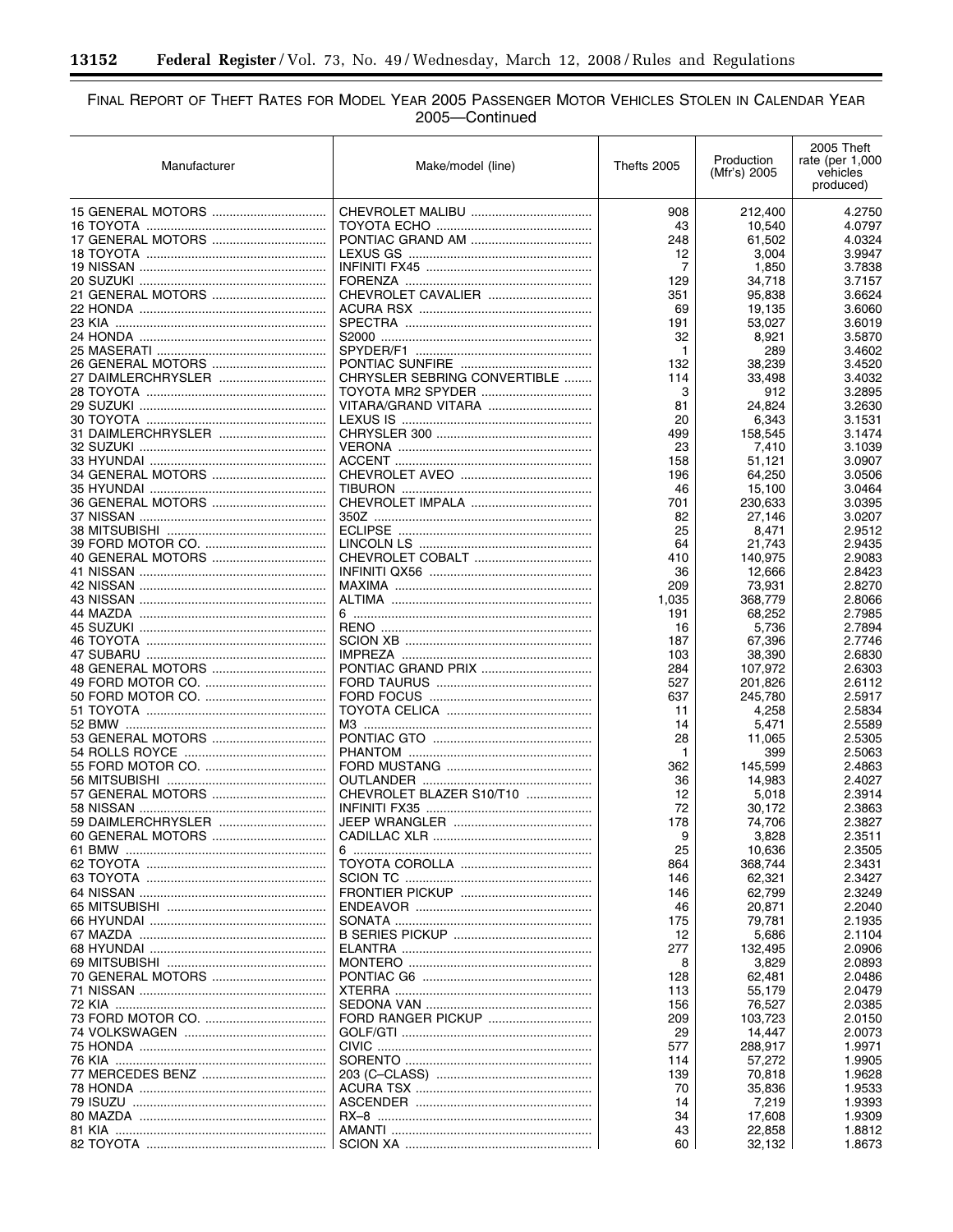FINAL REPORT OF THEFT RATES FOR MODEL YEAR 2005 PASSENGER MOTOR VEHICLES STOLEN IN CALENDAR YEAR 2005—Continued

| Manufacturer | Make/model (line) | Thefts 2005 | Production (Mfr's) 2005 | 2005 Theft rate (per 1,000 vehicles produced) |
|---|---|---|---|---|
| 15 GENERAL MOTORS | CHEVROLET MALIBU | 908 | 212,400 | 4.2750 |
| 16 TOYOTA | TOYOTA ECHO | 43 | 10,540 | 4.0797 |
| 17 GENERAL MOTORS | PONTIAC GRAND AM | 248 | 61,502 | 4.0324 |
| 18 TOYOTA | LEXUS GS | 12 | 3,004 | 3.9947 |
| 19 NISSAN | INFINITI FX45 | 7 | 1,850 | 3.7838 |
| 20 SUZUKI | FORENZA | 129 | 34,718 | 3.7157 |
| 21 GENERAL MOTORS | CHEVROLET CAVALIER | 351 | 95,838 | 3.6624 |
| 22 HONDA | ACURA RSX | 69 | 19,135 | 3.6060 |
| 23 KIA | SPECTRA | 191 | 53,027 | 3.6019 |
| 24 HONDA | S2000 | 32 | 8,921 | 3.5870 |
| 25 MASERATI | SPYDER/F1 | 1 | 289 | 3.4602 |
| 26 GENERAL MOTORS | PONTIAC SUNFIRE | 132 | 38,239 | 3.4520 |
| 27 DAIMLERCHRYSLER | CHRYSLER SEBRING CONVERTIBLE | 114 | 33,498 | 3.4032 |
| 28 TOYOTA | TOYOTA MR2 SPYDER | 3 | 912 | 3.2895 |
| 29 SUZUKI | VITARA/GRAND VITARA | 81 | 24,824 | 3.2630 |
| 30 TOYOTA | LEXUS IS | 20 | 6,343 | 3.1531 |
| 31 DAIMLERCHRYSLER | CHRYSLER 300 | 499 | 158,545 | 3.1474 |
| 32 SUZUKI | VERONA | 23 | 7,410 | 3.1039 |
| 33 HYUNDAI | ACCENT | 158 | 51,121 | 3.0907 |
| 34 GENERAL MOTORS | CHEVROLET AVEO | 196 | 64,250 | 3.0506 |
| 35 HYUNDAI | TIBURON | 46 | 15,100 | 3.0464 |
| 36 GENERAL MOTORS | CHEVROLET IMPALA | 701 | 230,633 | 3.0395 |
| 37 NISSAN | 350Z | 82 | 27,146 | 3.0207 |
| 38 MITSUBISHI | ECLIPSE | 25 | 8,471 | 2.9512 |
| 39 FORD MOTOR CO. | LINCOLN LS | 64 | 21,743 | 2.9435 |
| 40 GENERAL MOTORS | CHEVROLET COBALT | 410 | 140,975 | 2.9083 |
| 41 NISSAN | INFINITI QX56 | 36 | 12,666 | 2.8423 |
| 42 NISSAN | MAXIMA | 209 | 73,931 | 2.8270 |
| 43 NISSAN | ALTIMA | 1,035 | 368,779 | 2.8066 |
| 44 MAZDA | 6 | 191 | 68,252 | 2.7985 |
| 45 SUZUKI | RENO | 16 | 5,736 | 2.7894 |
| 46 TOYOTA | SCION XB | 187 | 67,396 | 2.7746 |
| 47 SUBARU | IMPREZA | 103 | 38,390 | 2.6830 |
| 48 GENERAL MOTORS | PONTIAC GRAND PRIX | 284 | 107,972 | 2.6303 |
| 49 FORD MOTOR CO. | FORD TAURUS | 527 | 201,826 | 2.6112 |
| 50 FORD MOTOR CO. | FORD FOCUS | 637 | 245,780 | 2.5917 |
| 51 TOYOTA | TOYOTA CELICA | 11 | 4,258 | 2.5834 |
| 52 BMW | M3 | 14 | 5,471 | 2.5589 |
| 53 GENERAL MOTORS | PONTIAC GTO | 28 | 11,065 | 2.5305 |
| 54 ROLLS ROYCE | PHANTOM | 1 | 399 | 2.5063 |
| 55 FORD MOTOR CO. | FORD MUSTANG | 362 | 145,599 | 2.4863 |
| 56 MITSUBISHI | OUTLANDER | 36 | 14,983 | 2.4027 |
| 57 GENERAL MOTORS | CHEVROLET BLAZER S10/T10 | 12 | 5,018 | 2.3914 |
| 58 NISSAN | INFINITI FX35 | 72 | 30,172 | 2.3863 |
| 59 DAIMLERCHRYSLER | JEEP WRANGLER | 178 | 74,706 | 2.3827 |
| 60 GENERAL MOTORS | CADILLAC XLR | 9 | 3,828 | 2.3511 |
| 61 BMW | 6 | 25 | 10,636 | 2.3505 |
| 62 TOYOTA | TOYOTA COROLLA | 864 | 368,744 | 2.3431 |
| 63 TOYOTA | SCION TC | 146 | 62,321 | 2.3427 |
| 64 NISSAN | FRONTIER PICKUP | 146 | 62,799 | 2.3249 |
| 65 MITSUBISHI | ENDEAVOR | 46 | 20,871 | 2.2040 |
| 66 HYUNDAI | SONATA | 175 | 79,781 | 2.1935 |
| 67 MAZDA | B SERIES PICKUP | 12 | 5,686 | 2.1104 |
| 68 HYUNDAI | ELANTRA | 277 | 132,495 | 2.0906 |
| 69 MITSUBISHI | MONTERO | 8 | 3,829 | 2.0893 |
| 70 GENERAL MOTORS | PONTIAC G6 | 128 | 62,481 | 2.0486 |
| 71 NISSAN | XTERRA | 113 | 55,179 | 2.0479 |
| 72 KIA | SEDONA VAN | 156 | 76,527 | 2.0385 |
| 73 FORD MOTOR CO. | FORD RANGER PICKUP | 209 | 103,723 | 2.0150 |
| 74 VOLKSWAGEN | GOLF/GTI | 29 | 14,447 | 2.0073 |
| 75 HONDA | CIVIC | 577 | 288,917 | 1.9971 |
| 76 KIA | SORENTO | 114 | 57,272 | 1.9905 |
| 77 MERCEDES BENZ | 203 (C–CLASS) | 139 | 70,818 | 1.9628 |
| 78 HONDA | ACURA TSX | 70 | 35,836 | 1.9533 |
| 79 ISUZU | ASCENDER | 14 | 7,219 | 1.9393 |
| 80 MAZDA | RX–8 | 34 | 17,608 | 1.9309 |
| 81 KIA | AMANTI | 43 | 22,858 | 1.8812 |
| 82 TOYOTA | SCION XA | 60 | 32,132 | 1.8673 |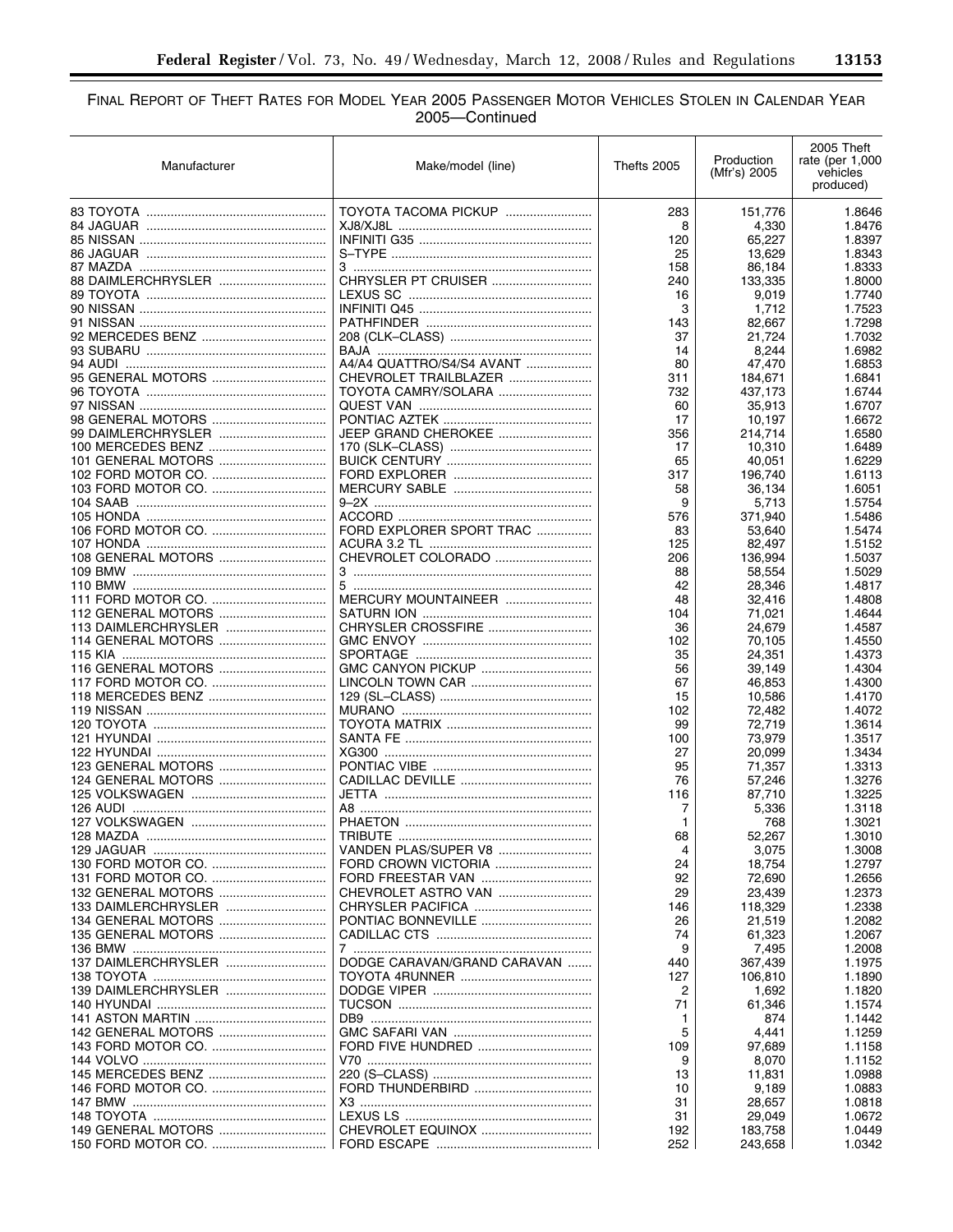FINAL REPORT OF THEFT RATES FOR MODEL YEAR 2005 PASSENGER MOTOR VEHICLES STOLEN IN CALENDAR YEAR 2005—Continued

| Manufacturer | Make/model (line) | Thefts 2005 | Production (Mfr's) 2005 | 2005 Theft rate (per 1,000 vehicles produced) |
|---|---|---|---|---|
| 83 TOYOTA | TOYOTA TACOMA PICKUP | 283 | 151,776 | 1.8646 |
| 84 JAGUAR | XJ8/XJ8L | 8 | 4,330 | 1.8476 |
| 85 NISSAN | INFINITI G35 | 120 | 65,227 | 1.8397 |
| 86 JAGUAR | S–TYPE | 25 | 13,629 | 1.8343 |
| 87 MAZDA | 3 | 158 | 86,184 | 1.8333 |
| 88 DAIMLERCHRYSLER | CHRYSLER PT CRUISER | 240 | 133,335 | 1.8000 |
| 89 TOYOTA | LEXUS SC | 16 | 9,019 | 1.7740 |
| 90 NISSAN | INFINITI Q45 | 3 | 1,712 | 1.7523 |
| 91 NISSAN | PATHFINDER | 143 | 82,667 | 1.7298 |
| 92 MERCEDES BENZ | 208 (CLK–CLASS) | 37 | 21,724 | 1.7032 |
| 93 SUBARU | BAJA | 14 | 8,244 | 1.6982 |
| 94 AUDI | A4/A4 QUATTRO/S4/S4 AVANT | 80 | 47,470 | 1.6853 |
| 95 GENERAL MOTORS | CHEVROLET TRAILBLAZER | 311 | 184,671 | 1.6841 |
| 96 TOYOTA | TOYOTA CAMRY/SOLARA | 732 | 437,173 | 1.6744 |
| 97 NISSAN | QUEST VAN | 60 | 35,913 | 1.6707 |
| 98 GENERAL MOTORS | PONTIAC AZTEK | 17 | 10,197 | 1.6672 |
| 99 DAIMLERCHRYSLER | JEEP GRAND CHEROKEE | 356 | 214,714 | 1.6580 |
| 100 MERCEDES BENZ | 170 (SLK–CLASS) | 17 | 10,310 | 1.6489 |
| 101 GENERAL MOTORS | BUICK CENTURY | 65 | 40,051 | 1.6229 |
| 102 FORD MOTOR CO. | FORD EXPLORER | 317 | 196,740 | 1.6113 |
| 103 FORD MOTOR CO. | MERCURY SABLE | 58 | 36,134 | 1.6051 |
| 104 SAAB | 9–2X | 9 | 5,713 | 1.5754 |
| 105 HONDA | ACCORD | 576 | 371,940 | 1.5486 |
| 106 FORD MOTOR CO. | FORD EXPLORER SPORT TRAC | 83 | 53,640 | 1.5474 |
| 107 HONDA | ACURA 3.2 TL | 125 | 82,497 | 1.5152 |
| 108 GENERAL MOTORS | CHEVROLET COLORADO | 206 | 136,994 | 1.5037 |
| 109 BMW | 3 | 88 | 58,554 | 1.5029 |
| 110 BMW | 5 | 42 | 28,346 | 1.4817 |
| 111 FORD MOTOR CO. | MERCURY MOUNTAINEER | 48 | 32,416 | 1.4808 |
| 112 GENERAL MOTORS | SATURN ION | 104 | 71,021 | 1.4644 |
| 113 DAIMLERCHRYSLER | CHRYSLER CROSSFIRE | 36 | 24,679 | 1.4587 |
| 114 GENERAL MOTORS | GMC ENVOY | 102 | 70,105 | 1.4550 |
| 115 KIA | SPORTAGE | 35 | 24,351 | 1.4373 |
| 116 GENERAL MOTORS | GMC CANYON PICKUP | 56 | 39,149 | 1.4304 |
| 117 FORD MOTOR CO. | LINCOLN TOWN CAR | 67 | 46,853 | 1.4300 |
| 118 MERCEDES BENZ | 129 (SL–CLASS) | 15 | 10,586 | 1.4170 |
| 119 NISSAN | MURANO | 102 | 72,482 | 1.4072 |
| 120 TOYOTA | TOYOTA MATRIX | 99 | 72,719 | 1.3614 |
| 121 HYUNDAI | SANTA FE | 100 | 73,979 | 1.3517 |
| 122 HYUNDAI | XG300 | 27 | 20,099 | 1.3434 |
| 123 GENERAL MOTORS | PONTIAC VIBE | 95 | 71,357 | 1.3313 |
| 124 GENERAL MOTORS | CADILLAC DEVILLE | 76 | 57,246 | 1.3276 |
| 125 VOLKSWAGEN | JETTA | 116 | 87,710 | 1.3225 |
| 126 AUDI | A8 | 7 | 5,336 | 1.3118 |
| 127 VOLKSWAGEN | PHAETON | 1 | 768 | 1.3021 |
| 128 MAZDA | TRIBUTE | 68 | 52,267 | 1.3010 |
| 129 JAGUAR | VANDEN PLAS/SUPER V8 | 4 | 3,075 | 1.3008 |
| 130 FORD MOTOR CO. | FORD CROWN VICTORIA | 24 | 18,754 | 1.2797 |
| 131 FORD MOTOR CO. | FORD FREESTAR VAN | 92 | 72,690 | 1.2656 |
| 132 GENERAL MOTORS | CHEVROLET ASTRO VAN | 29 | 23,439 | 1.2373 |
| 133 DAIMLERCHRYSLER | CHRYSLER PACIFICA | 146 | 118,329 | 1.2338 |
| 134 GENERAL MOTORS | PONTIAC BONNEVILLE | 26 | 21,519 | 1.2082 |
| 135 GENERAL MOTORS | CADILLAC CTS | 74 | 61,323 | 1.2067 |
| 136 BMW | 7 | 9 | 7,495 | 1.2008 |
| 137 DAIMLERCHRYSLER | DODGE CARAVAN/GRAND CARAVAN | 440 | 367,439 | 1.1975 |
| 138 TOYOTA | TOYOTA 4RUNNER | 127 | 106,810 | 1.1890 |
| 139 DAIMLERCHRYSLER | DODGE VIPER | 2 | 1,692 | 1.1820 |
| 140 HYUNDAI | TUCSON | 71 | 61,346 | 1.1574 |
| 141 ASTON MARTIN | DB9 | 1 | 874 | 1.1442 |
| 142 GENERAL MOTORS | GMC SAFARI VAN | 5 | 4,441 | 1.1259 |
| 143 FORD MOTOR CO. | FORD FIVE HUNDRED | 109 | 97,689 | 1.1158 |
| 144 VOLVO | V70 | 9 | 8,070 | 1.1152 |
| 145 MERCEDES BENZ | 220 (S–CLASS) | 13 | 11,831 | 1.0988 |
| 146 FORD MOTOR CO. | FORD THUNDERBIRD | 10 | 9,189 | 1.0883 |
| 147 BMW | X3 | 31 | 28,657 | 1.0818 |
| 148 TOYOTA | LEXUS LS | 31 | 29,049 | 1.0672 |
| 149 GENERAL MOTORS | CHEVROLET EQUINOX | 192 | 183,758 | 1.0449 |
| 150 FORD MOTOR CO. | FORD ESCAPE | 252 | 243,658 | 1.0342 |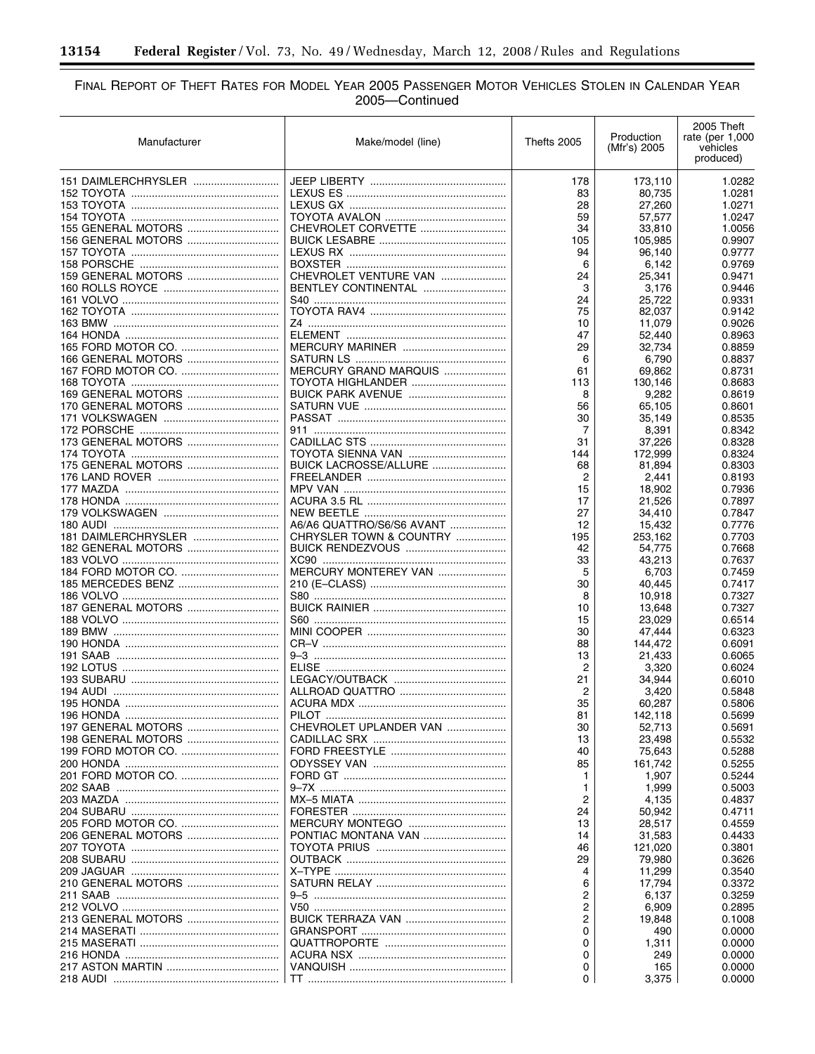# Final Report of Theft Rates for Model Year 2005 Passenger Motor Vehicles Stolen in Calendar Year 2005—Continued

| Manufacturer | Make/model (line) | Thefts 2005 | Production (Mfr's) 2005 | 2005 Theft rate (per 1,000 vehicles produced) |
|---|---|---|---|---|
| 151 DAIMLERCHRYSLER | JEEP LIBERTY | 178 | 173,110 | 1.0282 |
| 152 TOYOTA | LEXUS ES | 83 | 80,735 | 1.0281 |
| 153 TOYOTA | LEXUS GX | 28 | 27,260 | 1.0271 |
| 154 TOYOTA | TOYOTA AVALON | 59 | 57,577 | 1.0247 |
| 155 GENERAL MOTORS | CHEVROLET CORVETTE | 34 | 33,810 | 1.0056 |
| 156 GENERAL MOTORS | BUICK LESABRE | 105 | 105,985 | 0.9907 |
| 157 TOYOTA | LEXUS RX | 94 | 96,140 | 0.9777 |
| 158 PORSCHE | BOXSTER | 6 | 6,142 | 0.9769 |
| 159 GENERAL MOTORS | CHEVROLET VENTURE VAN | 24 | 25,341 | 0.9471 |
| 160 ROLLS ROYCE | BENTLEY CONTINENTAL | 3 | 3,176 | 0.9446 |
| 161 VOLVO | S40 | 24 | 25,722 | 0.9331 |
| 162 TOYOTA | TOYOTA RAV4 | 75 | 82,037 | 0.9142 |
| 163 BMW | Z4 | 10 | 11,079 | 0.9026 |
| 164 HONDA | ELEMENT | 47 | 52,440 | 0.8963 |
| 165 FORD MOTOR CO. | MERCURY MARINER | 29 | 32,734 | 0.8859 |
| 166 GENERAL MOTORS | SATURN LS | 6 | 6,790 | 0.8837 |
| 167 FORD MOTOR CO. | MERCURY GRAND MARQUIS | 61 | 69,862 | 0.8731 |
| 168 TOYOTA | TOYOTA HIGHLANDER | 113 | 130,146 | 0.8683 |
| 169 GENERAL MOTORS | BUICK PARK AVENUE | 8 | 9,282 | 0.8619 |
| 170 GENERAL MOTORS | SATURN VUE | 56 | 65,105 | 0.8601 |
| 171 VOLKSWAGEN | PASSAT | 30 | 35,149 | 0.8535 |
| 172 PORSCHE | 911 | 7 | 8,391 | 0.8342 |
| 173 GENERAL MOTORS | CADILLAC STS | 31 | 37,226 | 0.8328 |
| 174 TOYOTA | TOYOTA SIENNA VAN | 144 | 172,999 | 0.8324 |
| 175 GENERAL MOTORS | BUICK LACROSSE/ALLURE | 68 | 81,894 | 0.8303 |
| 176 LAND ROVER | FREELANDER | 2 | 2,441 | 0.8193 |
| 177 MAZDA | MPV VAN | 15 | 18,902 | 0.7936 |
| 178 HONDA | ACURA 3.5 RL | 17 | 21,526 | 0.7897 |
| 179 VOLKSWAGEN | NEW BEETLE | 27 | 34,410 | 0.7847 |
| 180 AUDI | A6/A6 QUATTRO/S6/S6 AVANT | 12 | 15,432 | 0.7776 |
| 181 DAIMLERCHRYSLER | CHRYSLER TOWN & COUNTRY | 195 | 253,162 | 0.7703 |
| 182 GENERAL MOTORS | BUICK RENDEZVOUS | 42 | 54,775 | 0.7668 |
| 183 VOLVO | XC90 | 33 | 43,213 | 0.7637 |
| 184 FORD MOTOR CO. | MERCURY MONTEREY VAN | 5 | 6,703 | 0.7459 |
| 185 MERCEDES BENZ | 210 (E–CLASS) | 30 | 40,445 | 0.7417 |
| 186 VOLVO | S80 | 8 | 10,918 | 0.7327 |
| 187 GENERAL MOTORS | BUICK RAINIER | 10 | 13,648 | 0.7327 |
| 188 VOLVO | S60 | 15 | 23,029 | 0.6514 |
| 189 BMW | MINI COOPER | 30 | 47,444 | 0.6323 |
| 190 HONDA | CR–V | 88 | 144,472 | 0.6091 |
| 191 SAAB | 9–3 | 13 | 21,433 | 0.6065 |
| 192 LOTUS | ELISE | 2 | 3,320 | 0.6024 |
| 193 SUBARU | LEGACY/OUTBACK | 21 | 34,944 | 0.6010 |
| 194 AUDI | ALLROAD QUATTRO | 2 | 3,420 | 0.5848 |
| 195 HONDA | ACURA MDX | 35 | 60,287 | 0.5806 |
| 196 HONDA | PILOT | 81 | 142,118 | 0.5699 |
| 197 GENERAL MOTORS | CHEVROLET UPLANDER VAN | 30 | 52,713 | 0.5691 |
| 198 GENERAL MOTORS | CADILLAC SRX | 13 | 23,498 | 0.5532 |
| 199 FORD MOTOR CO. | FORD FREESTYLE | 40 | 75,643 | 0.5288 |
| 200 HONDA | ODYSSEY VAN | 85 | 161,742 | 0.5255 |
| 201 FORD MOTOR CO. | FORD GT | 1 | 1,907 | 0.5244 |
| 202 SAAB | 9–7X | 1 | 1,999 | 0.5003 |
| 203 MAZDA | MX–5 MIATA | 2 | 4,135 | 0.4837 |
| 204 SUBARU | FORESTER | 24 | 50,942 | 0.4711 |
| 205 FORD MOTOR CO. | MERCURY MONTEGO | 13 | 28,517 | 0.4559 |
| 206 GENERAL MOTORS | PONTIAC MONTANA VAN | 14 | 31,583 | 0.4433 |
| 207 TOYOTA | TOYOTA PRIUS | 46 | 121,020 | 0.3801 |
| 208 SUBARU | OUTBACK | 29 | 79,980 | 0.3626 |
| 209 JAGUAR | X–TYPE | 4 | 11,299 | 0.3540 |
| 210 GENERAL MOTORS | SATURN RELAY | 6 | 17,794 | 0.3372 |
| 211 SAAB | 9–5 | 2 | 6,137 | 0.3259 |
| 212 VOLVO | V50 | 2 | 6,909 | 0.2895 |
| 213 GENERAL MOTORS | BUICK TERRAZA VAN | 2 | 19,848 | 0.1008 |
| 214 MASERATI | GRANSPORT | 0 | 490 | 0.0000 |
| 215 MASERATI | QUATTROPORTE | 0 | 1,311 | 0.0000 |
| 216 HONDA | ACURA NSX | 0 | 249 | 0.0000 |
| 217 ASTON MARTIN | VANQUISH | 0 | 165 | 0.0000 |
| 218 AUDI | TT | 0 | 3,375 | 0.0000 |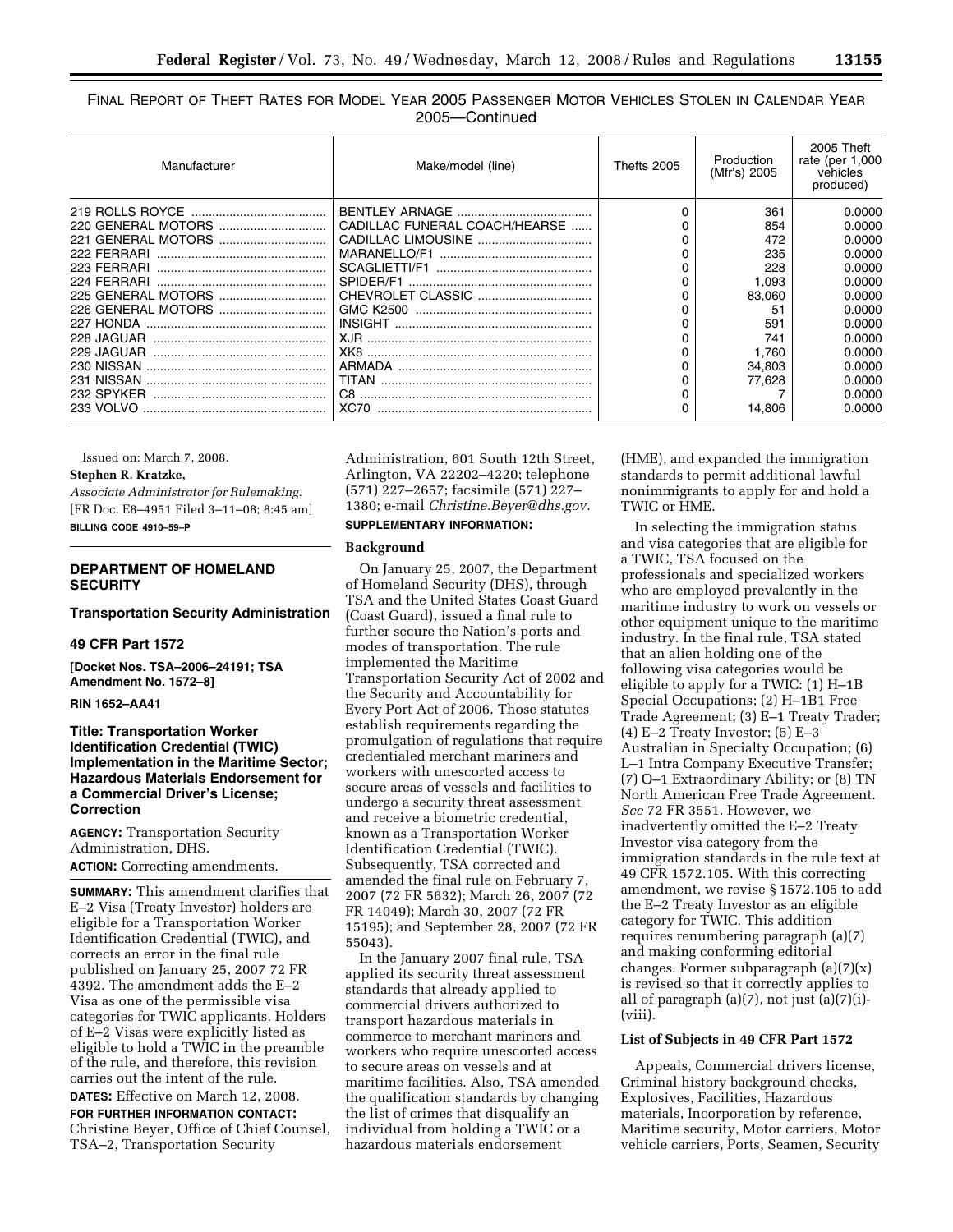FINAL REPORT OF THEFT RATES FOR MODEL YEAR 2005 PASSENGER MOTOR VEHICLES STOLEN IN CALENDAR YEAR 2005—Continued

| Manufacturer | Make/model (line) | Thefts 2005 | Production (Mfr's) 2005 | 2005 Theft rate (per 1,000 vehicles produced) |
|---|---|---|---|---|
| 219 ROLLS ROYCE | BENTLEY ARNAGE | 0 | 361 | 0.0000 |
| 220 GENERAL MOTORS | CADILLAC FUNERAL COACH/HEARSE | 0 | 854 | 0.0000 |
| 221 GENERAL MOTORS | CADILLAC LIMOUSINE | 0 | 472 | 0.0000 |
| 222 FERRARI | MARANELLO/F1 | 0 | 235 | 0.0000 |
| 223 FERRARI | SCAGLIETTI/F1 | 0 | 228 | 0.0000 |
| 224 FERRARI | SPIDER/F1 | 0 | 1,093 | 0.0000 |
| 225 GENERAL MOTORS | CHEVROLET CLASSIC | 0 | 83,060 | 0.0000 |
| 226 GENERAL MOTORS | GMC K2500 | 0 | 51 | 0.0000 |
| 227 HONDA | INSIGHT | 0 | 591 | 0.0000 |
| 228 JAGUAR | XJR | 0 | 741 | 0.0000 |
| 229 JAGUAR | XK8 | 0 | 1,760 | 0.0000 |
| 230 NISSAN | ARMADA | 0 | 34,803 | 0.0000 |
| 231 NISSAN | TITAN | 0 | 77,628 | 0.0000 |
| 232 SPYKER | C8 | 0 | 7 | 0.0000 |
| 233 VOLVO | XC70 | 0 | 14,806 | 0.0000 |

Issued on: March 7, 2008.

**Stephen R. Kratzke,**

*Associate Administrator for Rulemaking.*

[FR Doc. E8–4951 Filed 3–11–08; 8:45 am]

**BILLING CODE 4910–59–P**

## DEPARTMENT OF HOMELAND SECURITY

### Transportation Security Administration

### 49 CFR Part 1572

**[Docket Nos. TSA–2006–24191; TSA Amendment No. 1572–8]**

**RIN 1652–AA41**

### Title: Transportation Worker Identification Credential (TWIC) Implementation in the Maritime Sector; Hazardous Materials Endorsement for a Commercial Driver's License; Correction

**AGENCY:** Transportation Security Administration, DHS.

**ACTION:** Correcting amendments.

**SUMMARY:** This amendment clarifies that E–2 Visa (Treaty Investor) holders are eligible for a Transportation Worker Identification Credential (TWIC), and corrects an error in the final rule published on January 25, 2007 72 FR 4392. The amendment adds the E–2 Visa as one of the permissible visa categories for TWIC applicants. Holders of E–2 Visas were explicitly listed as eligible to hold a TWIC in the preamble of the rule, and therefore, this revision carries out the intent of the rule.

**DATES:** Effective on March 12, 2008.

**FOR FURTHER INFORMATION CONTACT:** Christine Beyer, Office of Chief Counsel, TSA–2, Transportation Security Administration, 601 South 12th Street, Arlington, VA 22202–4220; telephone (571) 227–2657; facsimile (571) 227–1380; e-mail *Christine.Beyer@dhs.gov.*

**SUPPLEMENTARY INFORMATION:**

**Background**

On January 25, 2007, the Department of Homeland Security (DHS), through TSA and the United States Coast Guard (Coast Guard), issued a final rule to further secure the Nation's ports and modes of transportation. The rule implemented the Maritime Transportation Security Act of 2002 and the Security and Accountability for Every Port Act of 2006. Those statutes establish requirements regarding the promulgation of regulations that require credentialed merchant mariners and workers with unescorted access to secure areas of vessels and facilities to undergo a security threat assessment and receive a biometric credential, known as a Transportation Worker Identification Credential (TWIC). Subsequently, TSA corrected and amended the final rule on February 7, 2007 (72 FR 5632); March 26, 2007 (72 FR 14049); March 30, 2007 (72 FR 15195); and September 28, 2007 (72 FR 55043).

In the January 2007 final rule, TSA applied its security threat assessment standards that already applied to commercial drivers authorized to transport hazardous materials in commerce to merchant mariners and workers who require unescorted access to secure areas on vessels and at maritime facilities. Also, TSA amended the qualification standards by changing the list of crimes that disqualify an individual from holding a TWIC or a hazardous materials endorsement (HME), and expanded the immigration standards to permit additional lawful nonimmigrants to apply for and hold a TWIC or HME.

In selecting the immigration status and visa categories that are eligible for a TWIC, TSA focused on the professionals and specialized workers who are employed prevalently in the maritime industry to work on vessels or other equipment unique to the maritime industry. In the final rule, TSA stated that an alien holding one of the following visa categories would be eligible to apply for a TWIC: (1) H–1B Special Occupations; (2) H–1B1 Free Trade Agreement; (3) E–1 Treaty Trader; (4) E–2 Treaty Investor; (5) E–3 Australian in Specialty Occupation; (6) L–1 Intra Company Executive Transfer; (7) O–1 Extraordinary Ability; or (8) TN North American Free Trade Agreement. *See* 72 FR 3551. However, we inadvertently omitted the E–2 Treaty Investor visa category from the immigration standards in the rule text at 49 CFR 1572.105. With this correcting amendment, we revise § 1572.105 to add the E–2 Treaty Investor as an eligible category for TWIC. This addition requires renumbering paragraph (a)(7) and making conforming editorial changes. Former subparagraph (a)(7)(x) is revised so that it correctly applies to all of paragraph (a)(7), not just (a)(7)(i)-(viii).

**List of Subjects in 49 CFR Part 1572**

Appeals, Commercial drivers license, Criminal history background checks, Explosives, Facilities, Hazardous materials, Incorporation by reference, Maritime security, Motor carriers, Motor vehicle carriers, Ports, Seamen, Security